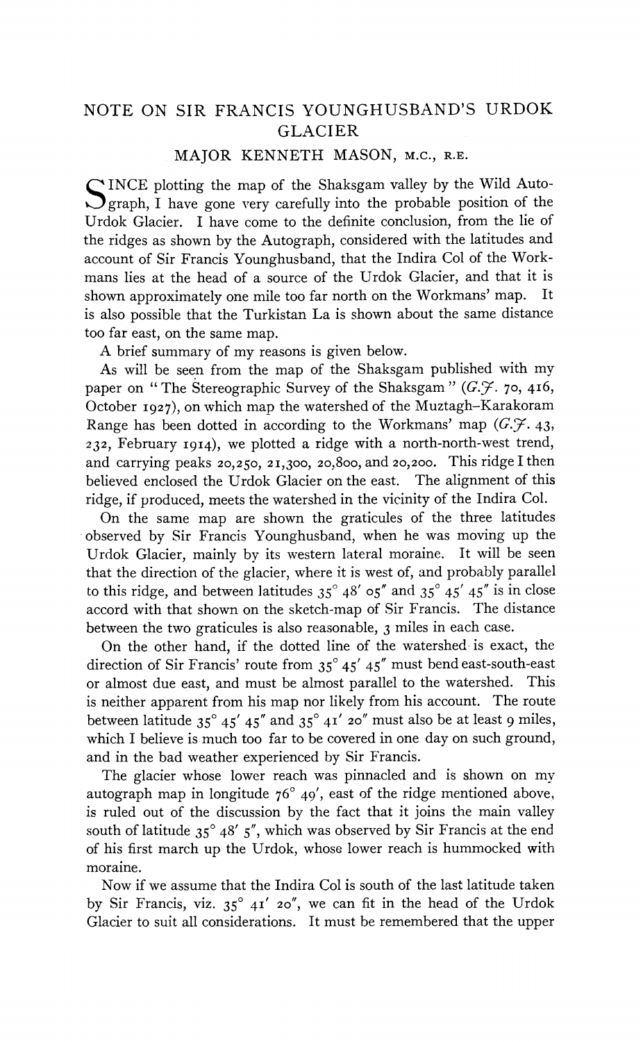# NOTE ON SIR FRANCIS YOUNGHUSBAND'S URDOK GLACIER

## MAJOR KENNETH MASON, M.C., R.E.

SINCE plotting the map of the Shaksgam valley by the Wild Autograph, I have gone very carefully into the probable position of the Urdok Glacier. I have come to the definite conclusion, from the lie of the ridges as shown by the Autograph, considered with the latitudes and account of Sir Francis Younghusband, that the Indira Col of the Workmans lies at the head of a source of the Urdok Glacier, and that it is shown approximately one mile too far north on the Workmans' map. It is also possible that the Turkistan La is shown about the same distance too far east, on the same map.

A brief summary of my reasons is given below.

As will be seen from the map of the Shaksgam published with my paper on "The Stereographic Survey of the Shaksgam" (*G.J.* 70, 416, October 1927), on which map the watershed of the Muztagh–Karakoram Range has been dotted in according to the Workmans' map (*G.J.* 43, 232, February 1914), we plotted a ridge with a north-north-west trend, and carrying peaks 20,250, 21,300, 20,800, and 20,200. This ridge I then believed enclosed the Urdok Glacier on the east. The alignment of this ridge, if produced, meets the watershed in the vicinity of the Indira Col.

On the same map are shown the graticules of the three latitudes observed by Sir Francis Younghusband, when he was moving up the Urdok Glacier, mainly by its western lateral moraine. It will be seen that the direction of the glacier, where it is west of, and probably parallel to this ridge, and between latitudes 35° 48′ 05″ and 35° 45′ 45″ is in close accord with that shown on the sketch-map of Sir Francis. The distance between the two graticules is also reasonable, 3 miles in each case.

On the other hand, if the dotted line of the watershed is exact, the direction of Sir Francis' route from 35° 45′ 45″ must bend east-south-east or almost due east, and must be almost parallel to the watershed. This is neither apparent from his map nor likely from his account. The route between latitude 35° 45′ 45″ and 35° 41′ 20″ must also be at least 9 miles, which I believe is much too far to be covered in one day on such ground, and in the bad weather experienced by Sir Francis.

The glacier whose lower reach was pinnacled and is shown on my autograph map in longitude 76° 49′, east of the ridge mentioned above, is ruled out of the discussion by the fact that it joins the main valley south of latitude 35° 48′ 5″, which was observed by Sir Francis at the end of his first march up the Urdok, whose lower reach is hummocked with moraine.

Now if we assume that the Indira Col is south of the last latitude taken by Sir Francis, viz. 35° 41′ 20″, we can fit in the head of the Urdok Glacier to suit all considerations. It must be remembered that the upper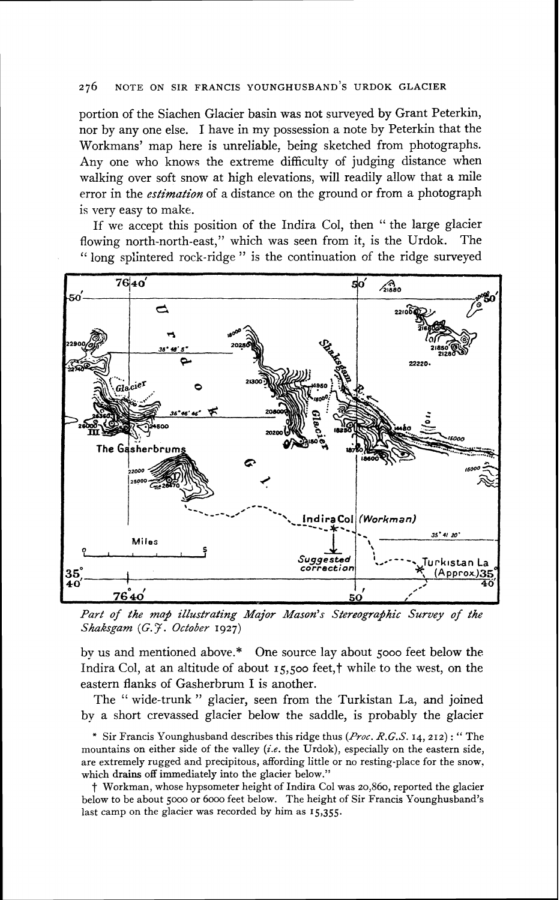portion of the Siachen Glacier basin was not surveyed by Grant Peterkin, nor by any one else. I have in my possession a note by Peterkin that the Workmans' map here is unreliable, being sketched from photographs. Any one who knows the extreme difficulty of judging distance when walking over soft snow at high elevations, will readily allow that a mile error in the *estimation* of a distance on the ground or from a photograph is very easy to make.

If we accept this position of the Indira Col, then "the large glacier flowing north-north-east," which was seen from it, is the Urdok. The "long splintered rock-ridge" is the continuation of the ridge surveyed

*Part of the map illustrating Major Mason's Stereographic Survey of the Shaksgam (G.J. October 1927)*

by us and mentioned above.* One source lay about 5000 feet below the Indira Col, at an altitude of about 15,500 feet,† while to the west, on the eastern flanks of Gasherbrum I is another.

The "wide-trunk" glacier, seen from the Turkistan La, and joined by a short crevassed glacier below the saddle, is probably the glacier

\* Sir Francis Younghusband describes this ridge thus (*Proc. R.G.S.* 14, 212): "The mountains on either side of the valley (*i.e.* the Urdok), especially on the eastern side, are extremely rugged and precipitous, affording little or no resting-place for the snow, which drains off immediately into the glacier below."

† Workman, whose hypsometer height of Indira Col was 20,860, reported the glacier below to be about 5000 or 6000 feet below. The height of Sir Francis Younghusband's last camp on the glacier was recorded by him as 15,355.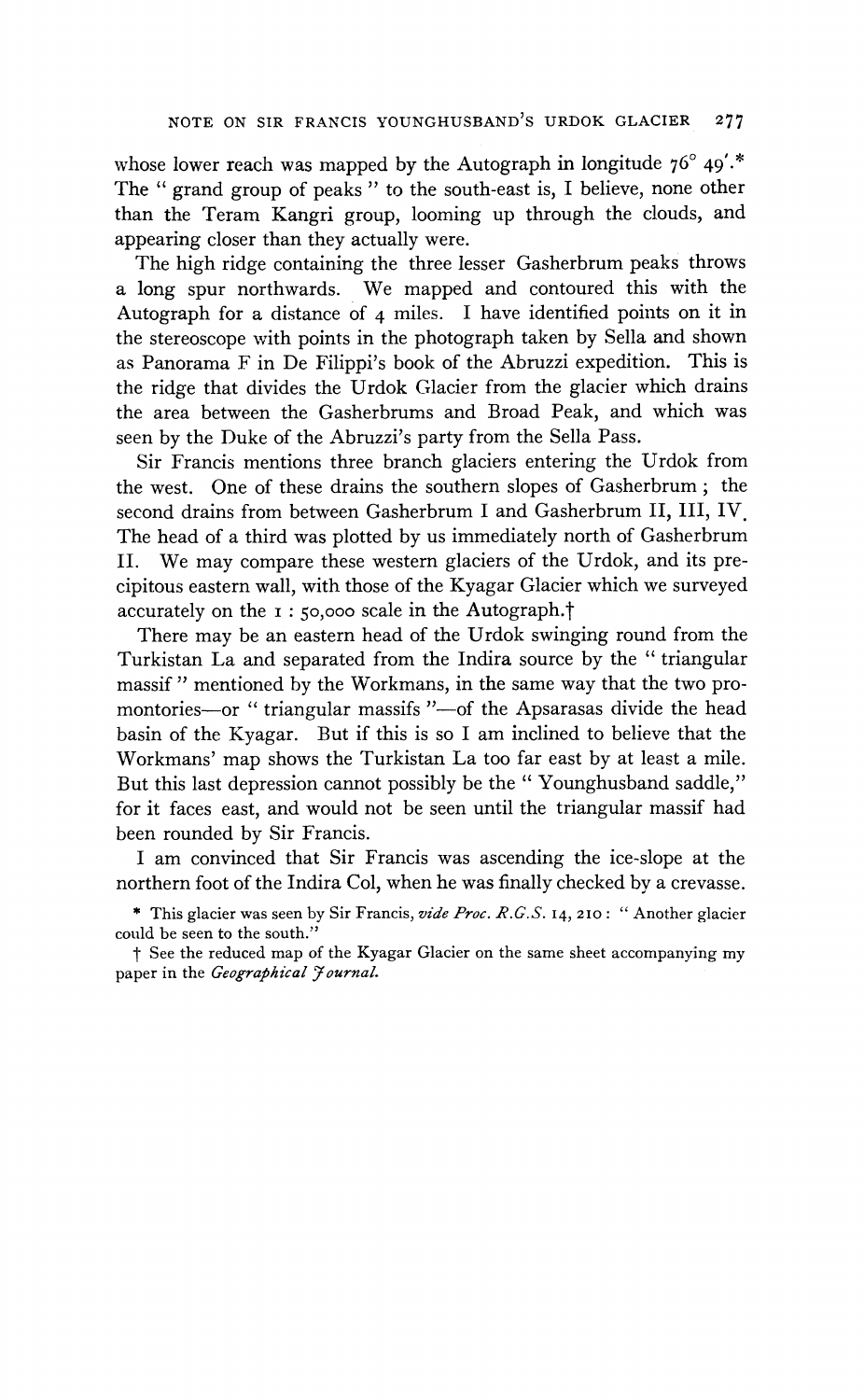whose lower reach was mapped by the Autograph in longitude 76° 49′.* The " grand group of peaks " to the south-east is, I believe, none other than the Teram Kangri group, looming up through the clouds, and appearing closer than they actually were.

The high ridge containing the three lesser Gasherbrum peaks throws a long spur northwards. We mapped and contoured this with the Autograph for a distance of 4 miles. I have identified points on it in the stereoscope with points in the photograph taken by Sella and shown as Panorama F in De Filippi's book of the Abruzzi expedition. This is the ridge that divides the Urdok Glacier from the glacier which drains the area between the Gasherbrums and Broad Peak, and which was seen by the Duke of the Abruzzi's party from the Sella Pass.

Sir Francis mentions three branch glaciers entering the Urdok from the west. One of these drains the southern slopes of Gasherbrum; the second drains from between Gasherbrum I and Gasherbrum II, III, IV. The head of a third was plotted by us immediately north of Gasherbrum II. We may compare these western glaciers of the Urdok, and its precipitous eastern wall, with those of the Kyagar Glacier which we surveyed accurately on the 1 : 50,000 scale in the Autograph.†

There may be an eastern head of the Urdok swinging round from the Turkistan La and separated from the Indira source by the " triangular massif " mentioned by the Workmans, in the same way that the two promontories—or " triangular massifs "—of the Apsarasas divide the head basin of the Kyagar. But if this is so I am inclined to believe that the Workmans' map shows the Turkistan La too far east by at least a mile. But this last depression cannot possibly be the " Younghusband saddle," for it faces east, and would not be seen until the triangular massif had been rounded by Sir Francis.

I am convinced that Sir Francis was ascending the ice-slope at the northern foot of the Indira Col, when he was finally checked by a crevasse.

\* This glacier was seen by Sir Francis, *vide Proc. R.G.S.* 14, 210: " Another glacier could be seen to the south."

† See the reduced map of the Kyagar Glacier on the same sheet accompanying my paper in the *Geographical Journal*.